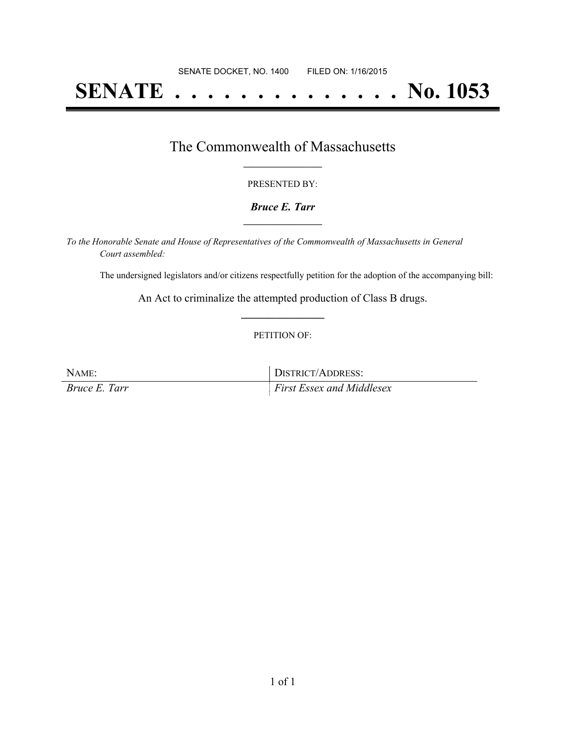SENATE DOCKET, NO. 1400        FILED ON: 1/16/2015

# SENATE . . . . . . . . . . . . . . No. 1053

## The Commonwealth of Massachusetts

PRESENTED BY:

***Bruce E. Tarr***

*To the Honorable Senate and House of Representatives of the Commonwealth of Massachusetts in General Court assembled:*

The undersigned legislators and/or citizens respectfully petition for the adoption of the accompanying bill:

An Act to criminalize the attempted production of Class B drugs.

PETITION OF:

| NAME: | DISTRICT/ADDRESS: |
|---|---|
| *Bruce E. Tarr* | *First Essex and Middlesex* |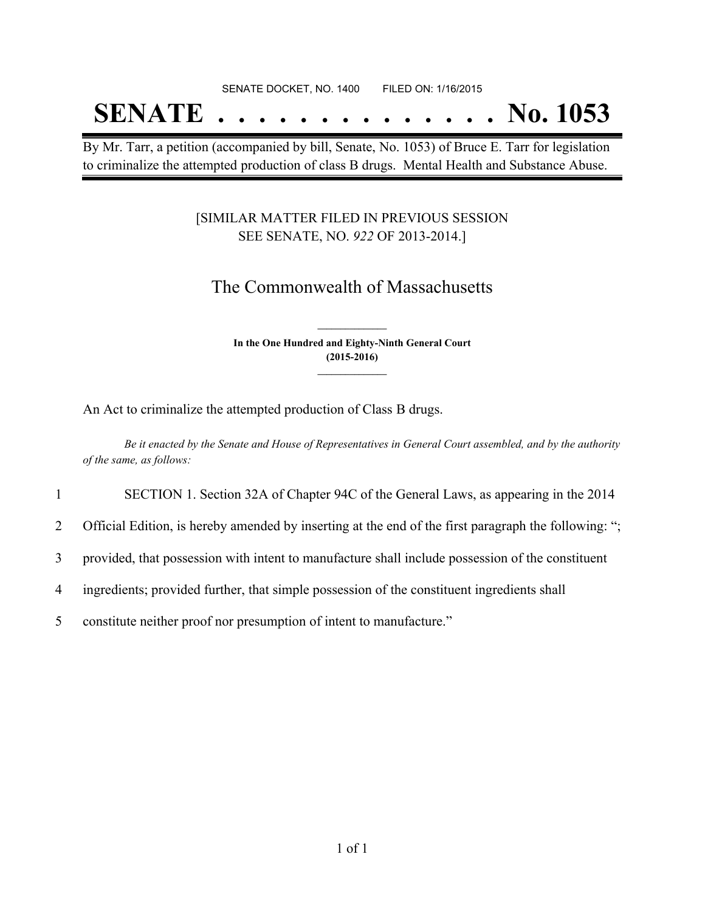SENATE DOCKET, NO. 1400        FILED ON: 1/16/2015

# SENATE . . . . . . . . . . . . . . No. 1053

By Mr. Tarr, a petition (accompanied by bill, Senate, No. 1053) of Bruce E. Tarr for legislation to criminalize the attempted production of class B drugs. Mental Health and Substance Abuse.

[SIMILAR MATTER FILED IN PREVIOUS SESSION SEE SENATE, NO. *922* OF 2013-2014.]

## The Commonwealth of Massachusetts

**In the One Hundred and Eighty-Ninth General Court (2015-2016)**

An Act to criminalize the attempted production of Class B drugs.

*Be it enacted by the Senate and House of Representatives in General Court assembled, and by the authority of the same, as follows:*

1 SECTION 1. Section 32A of Chapter 94C of the General Laws, as appearing in the 2014
2 Official Edition, is hereby amended by inserting at the end of the first paragraph the following: ";
3 provided, that possession with intent to manufacture shall include possession of the constituent
4 ingredients; provided further, that simple possession of the constituent ingredients shall
5 constitute neither proof nor presumption of intent to manufacture."